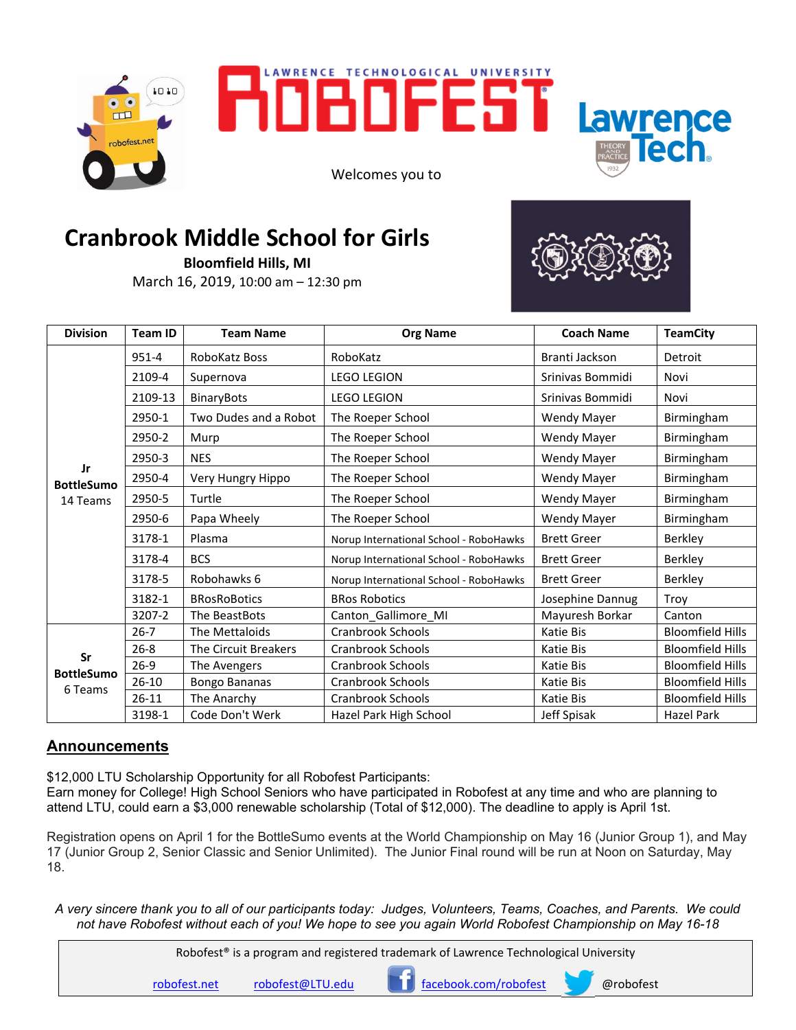LAWRENCE TECHNOLOGICAL UNIVERSITY

# ROBOFEST

Welcomes you to

# Cranbrook Middle School for Girls

**Bloomfield Hills, MI**

March 16, 2019, 10:00 am – 12:30 pm

| Division | Team ID | Team Name | Org Name | Coach Name | TeamCity |
|---|---|---|---|---|---|
| **Jr BottleSumo** 14 Teams | 951-4 | RoboKatz Boss | RoboKatz | Branti Jackson | Detroit |
| | 2109-4 | Supernova | LEGO LEGION | Srinivas Bommidi | Novi |
| | 2109-13 | BinaryBots | LEGO LEGION | Srinivas Bommidi | Novi |
| | 2950-1 | Two Dudes and a Robot | The Roeper School | Wendy Mayer | Birmingham |
| | 2950-2 | Murp | The Roeper School | Wendy Mayer | Birmingham |
| | 2950-3 | NES | The Roeper School | Wendy Mayer | Birmingham |
| | 2950-4 | Very Hungry Hippo | The Roeper School | Wendy Mayer | Birmingham |
| | 2950-5 | Turtle | The Roeper School | Wendy Mayer | Birmingham |
| | 2950-6 | Papa Wheely | The Roeper School | Wendy Mayer | Birmingham |
| | 3178-1 | Plasma | Norup International School - RoboHawks | Brett Greer | Berkley |
| | 3178-4 | BCS | Norup International School - RoboHawks | Brett Greer | Berkley |
| | 3178-5 | Robohawks 6 | Norup International School - RoboHawks | Brett Greer | Berkley |
| | 3182-1 | BRosRoBotics | BRos Robotics | Josephine Dannug | Troy |
| | 3207-2 | The BeastBots | Canton_Gallimore_MI | Mayuresh Borkar | Canton |
| **Sr BottleSumo** 6 Teams | 26-7 | The Mettaloids | Cranbrook Schools | Katie Bis | Bloomfield Hills |
| | 26-8 | The Circuit Breakers | Cranbrook Schools | Katie Bis | Bloomfield Hills |
| | 26-9 | The Avengers | Cranbrook Schools | Katie Bis | Bloomfield Hills |
| | 26-10 | Bongo Bananas | Cranbrook Schools | Katie Bis | Bloomfield Hills |
| | 26-11 | The Anarchy | Cranbrook Schools | Katie Bis | Bloomfield Hills |
| | 3198-1 | Code Don't Werk | Hazel Park High School | Jeff Spisak | Hazel Park |

## Announcements

$12,000 LTU Scholarship Opportunity for all Robofest Participants:
Earn money for College! High School Seniors who have participated in Robofest at any time and who are planning to attend LTU, could earn a $3,000 renewable scholarship (Total of $12,000). The deadline to apply is April 1st.

Registration opens on April 1 for the BottleSumo events at the World Championship on May 16 (Junior Group 1), and May 17 (Junior Group 2, Senior Classic and Senior Unlimited). The Junior Final round will be run at Noon on Saturday, May 18.

*A very sincere thank you to all of our participants today: Judges, Volunteers, Teams, Coaches, and Parents. We could not have Robofest without each of you! We hope to see you again World Robofest Championship on May 16-18*

Robofest® is a program and registered trademark of Lawrence Technological University

robofest.net robofest@LTU.edu facebook.com/robofest @robofest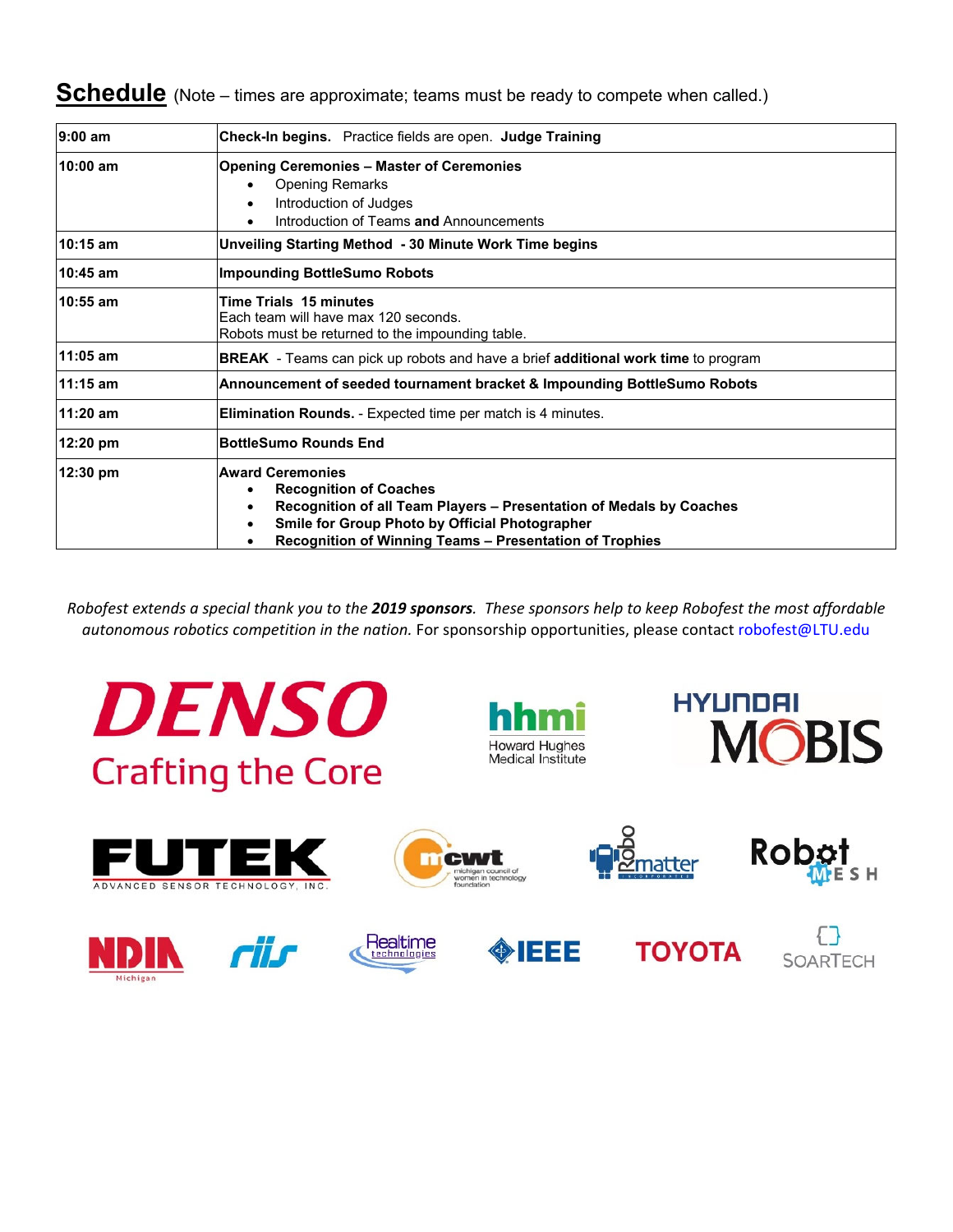## Schedule (Note – times are approximate; teams must be ready to compete when called.)

| | |
|---|---|
| **9:00 am** | **Check-In begins.** Practice fields are open. **Judge Training** |
| **10:00 am** | **Opening Ceremonies – Master of Ceremonies**<br>• Opening Remarks<br>• Introduction of Judges<br>• Introduction of Teams **and** Announcements |
| **10:15 am** | **Unveiling Starting Method - 30 Minute Work Time begins** |
| **10:45 am** | **Impounding BottleSumo Robots** |
| **10:55 am** | **Time Trials 15 minutes**<br>Each team will have max 120 seconds.<br>Robots must be returned to the impounding table. |
| **11:05 am** | **BREAK** - Teams can pick up robots and have a brief **additional work time** to program |
| **11:15 am** | **Announcement of seeded tournament bracket & Impounding BottleSumo Robots** |
| **11:20 am** | **Elimination Rounds.** - Expected time per match is 4 minutes. |
| **12:20 pm** | **BottleSumo Rounds End** |
| **12:30 pm** | **Award Ceremonies**<br>• **Recognition of Coaches**<br>• **Recognition of all Team Players – Presentation of Medals by Coaches**<br>• **Smile for Group Photo by Official Photographer**<br>• **Recognition of Winning Teams – Presentation of Trophies** |

*Robofest extends a special thank you to the **2019 sponsors**. These sponsors help to keep Robofest the most affordable autonomous robotics competition in the nation.* For sponsorship opportunities, please contact robofest@LTU.edu